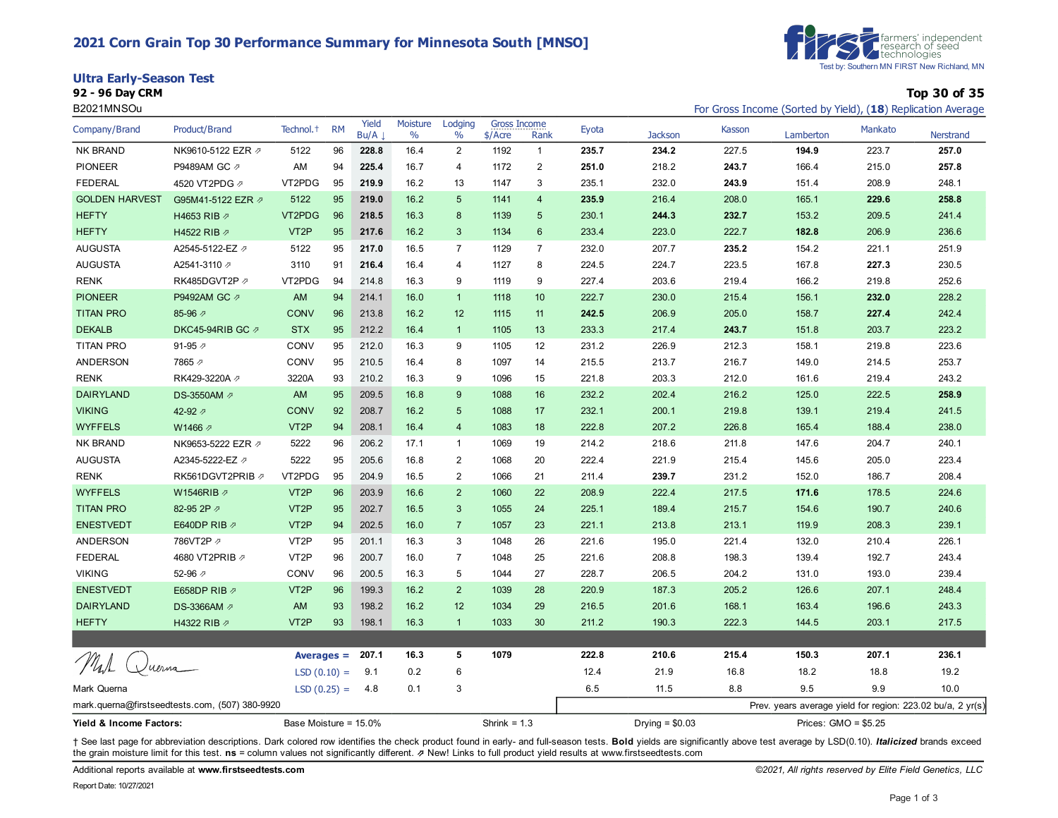# 2021 Corn Grain Top 30 Performance Summary for Minnesota South [MNSO]

first farmers' independent research of seed technologies
Test by: Southern MN FIRST New Richland, MN

## Ultra Early-Season Test

**92 - 96 Day CRM**

B2021MNSOu

**Top 30 of 35**

For Gross Income (Sorted by Yield), (**18**) Replication Average

| Company/Brand | Product/Brand | Technol.† | RM | Yield Bu/A ↓ | Moisture % | Lodging % | Gross Income $/Acre | Gross Income Rank | Eyota | Jackson | Kasson | Lamberton | Mankato | Nerstrand |
|---|---|---|---|---|---|---|---|---|---|---|---|---|---|---|
| NK BRAND | NK9610-5122 EZR ⇗ | 5122 | 96 | **228.8** | 16.4 | 2 | 1192 | 1 | **235.7** | **234.2** | 227.5 | **194.9** | 223.7 | **257.0** |
| PIONEER | P9489AM GC ⇗ | AM | 94 | **225.4** | 16.7 | 4 | 1172 | 2 | **251.0** | 218.2 | **243.7** | 166.4 | 215.0 | **257.8** |
| FEDERAL | 4520 VT2PDG ⇗ | VT2PDG | 95 | **219.9** | 16.2 | 13 | 1147 | 3 | 235.1 | 232.0 | **243.9** | 151.4 | 208.9 | 248.1 |
| GOLDEN HARVEST | G95M41-5122 EZR ⇗ | 5122 | 95 | **219.0** | 16.2 | 5 | 1141 | 4 | **235.9** | 216.4 | 208.0 | 165.1 | **229.6** | **258.8** |
| HEFTY | H4653 RIB ⇗ | VT2PDG | 96 | **218.5** | 16.3 | 8 | 1139 | 5 | 230.1 | **244.3** | **232.7** | 153.2 | 209.5 | 241.4 |
| HEFTY | H4522 RIB ⇗ | VT2P | 95 | **217.6** | 16.2 | 3 | 1134 | 6 | 233.4 | 223.0 | 222.7 | **182.8** | 206.9 | 236.6 |
| AUGUSTA | A2545-5122-EZ ⇗ | 5122 | 95 | **217.0** | 16.5 | 7 | 1129 | 7 | 232.0 | 207.7 | **235.2** | 154.2 | 221.1 | 251.9 |
| AUGUSTA | A2541-3110 ⇗ | 3110 | 91 | **216.4** | 16.4 | 4 | 1127 | 8 | 224.5 | 224.7 | 223.5 | 167.8 | **227.3** | 230.5 |
| RENK | RK485DGVT2P ⇗ | VT2PDG | 94 | 214.8 | 16.3 | 9 | 1119 | 9 | 227.4 | 203.6 | 219.4 | 166.2 | 219.8 | 252.6 |
| PIONEER | P9492AM GC ⇗ | AM | 94 | 214.1 | 16.0 | 1 | 1118 | 10 | 222.7 | 230.0 | 215.4 | 156.1 | **232.0** | 228.2 |
| TITAN PRO | 85-96 ⇗ | CONV | 96 | 213.8 | 16.2 | 12 | 1115 | 11 | **242.5** | 206.9 | 205.0 | 158.7 | **227.4** | 242.4 |
| DEKALB | DKC45-94RIB GC ⇗ | STX | 95 | 212.2 | 16.4 | 1 | 1105 | 13 | 233.3 | 217.4 | **243.7** | 151.8 | 203.7 | 223.2 |
| TITAN PRO | 91-95 ⇗ | CONV | 95 | 212.0 | 16.3 | 9 | 1105 | 12 | 231.2 | 226.9 | 212.3 | 158.1 | 219.8 | 223.6 |
| ANDERSON | 7865 ⇗ | CONV | 95 | 210.5 | 16.4 | 8 | 1097 | 14 | 215.5 | 213.7 | 216.7 | 149.0 | 214.5 | 253.7 |
| RENK | RK429-3220A ⇗ | 3220A | 93 | 210.2 | 16.3 | 9 | 1096 | 15 | 221.8 | 203.3 | 212.0 | 161.6 | 219.4 | 243.2 |
| DAIRYLAND | DS-3550AM ⇗ | AM | 95 | 209.5 | 16.8 | 9 | 1088 | 16 | 232.2 | 202.4 | 216.2 | 125.0 | 222.5 | **258.9** |
| VIKING | 42-92 ⇗ | CONV | 92 | 208.7 | 16.2 | 5 | 1088 | 17 | 232.1 | 200.1 | 219.8 | 139.1 | 219.4 | 241.5 |
| WYFFELS | W1466 ⇗ | VT2P | 94 | 208.1 | 16.4 | 4 | 1083 | 18 | 222.8 | 207.2 | 226.8 | 165.4 | 188.4 | 238.0 |
| NK BRAND | NK9653-5222 EZR ⇗ | 5222 | 96 | 206.2 | 17.1 | 1 | 1069 | 19 | 214.2 | 218.6 | 211.8 | 147.6 | 204.7 | 240.1 |
| AUGUSTA | A2345-5222-EZ ⇗ | 5222 | 95 | 205.6 | 16.8 | 2 | 1068 | 20 | 222.4 | 221.9 | 215.4 | 145.6 | 205.0 | 223.4 |
| RENK | RK561DGVT2PRIB ⇗ | VT2PDG | 95 | 204.9 | 16.5 | 2 | 1066 | 21 | 211.4 | **239.7** | 231.2 | 152.0 | 186.7 | 208.4 |
| WYFFELS | W1546RIB ⇗ | VT2P | 96 | 203.9 | 16.6 | 2 | 1060 | 22 | 208.9 | 222.4 | 217.5 | **171.6** | 178.5 | 224.6 |
| TITAN PRO | 82-95 2P ⇗ | VT2P | 95 | 202.7 | 16.5 | 3 | 1055 | 24 | 225.1 | 189.4 | 215.7 | 154.6 | 190.7 | 240.6 |
| ENESTVEDT | E640DP RIB ⇗ | VT2P | 94 | 202.5 | 16.0 | 7 | 1057 | 23 | 221.1 | 213.8 | 213.1 | 119.9 | 208.3 | 239.1 |
| ANDERSON | 786VT2P ⇗ | VT2P | 95 | 201.1 | 16.3 | 3 | 1048 | 26 | 221.6 | 195.0 | 221.4 | 132.0 | 210.4 | 226.1 |
| FEDERAL | 4680 VT2PRIB ⇗ | VT2P | 96 | 200.7 | 16.0 | 7 | 1048 | 25 | 221.6 | 208.8 | 198.3 | 139.4 | 192.7 | 243.4 |
| VIKING | 52-96 ⇗ | CONV | 96 | 200.5 | 16.3 | 5 | 1044 | 27 | 228.7 | 206.5 | 204.2 | 131.0 | 193.0 | 239.4 |
| ENESTVEDT | E658DP RIB ⇗ | VT2P | 96 | 199.3 | 16.2 | 2 | 1039 | 28 | 220.9 | 187.3 | 205.2 | 126.6 | 207.1 | 248.4 |
| DAIRYLAND | DS-3366AM ⇗ | AM | 93 | 198.2 | 16.2 | 12 | 1034 | 29 | 216.5 | 201.6 | 168.1 | 163.4 | 196.6 | 243.3 |
| HEFTY | H4322 RIB ⇗ | VT2P | 93 | 198.1 | 16.3 | 1 | 1033 | 30 | 211.2 | 190.3 | 222.3 | 144.5 | 203.1 | 217.5 |
| | | **Averages =** | | **207.1** | **16.3** | **5** | **1079** | | **222.8** | **210.6** | **215.4** | **150.3** | **207.1** | **236.1** |
| | | LSD (0.10) = | | 9.1 | 0.2 | 6 | | | 12.4 | 21.9 | 16.8 | 18.2 | 18.8 | 19.2 |
| | | LSD (0.25) = | | 4.8 | 0.1 | 3 | | | 6.5 | 11.5 | 8.8 | 9.5 | 9.9 | 10.0 |

Mark Querna
mark.querna@firstseedtests.com, (507) 380-9920

Prev. years average yield for region: 223.02 bu/a, 2 yr(s)

**Yield & Income Factors:** Base Moisture = 15.0% Shrink = 1.3 Drying = $0.03 Prices: GMO = $5.25

† See last page for abbreviation descriptions. Dark colored row identifies the check product found in early- and full-season tests. **Bold** yields are significantly above test average by LSD(0.10). ***Italicized*** brands exceed the grain moisture limit for this test. **ns** = column values not significantly different. ⇗ New! Links to full product yield results at www.firstseedtests.com

Additional reports available at **www.firstseedtests.com**

©2021, All rights reserved by Elite Field Genetics, LLC

Report Date: 10/27/2021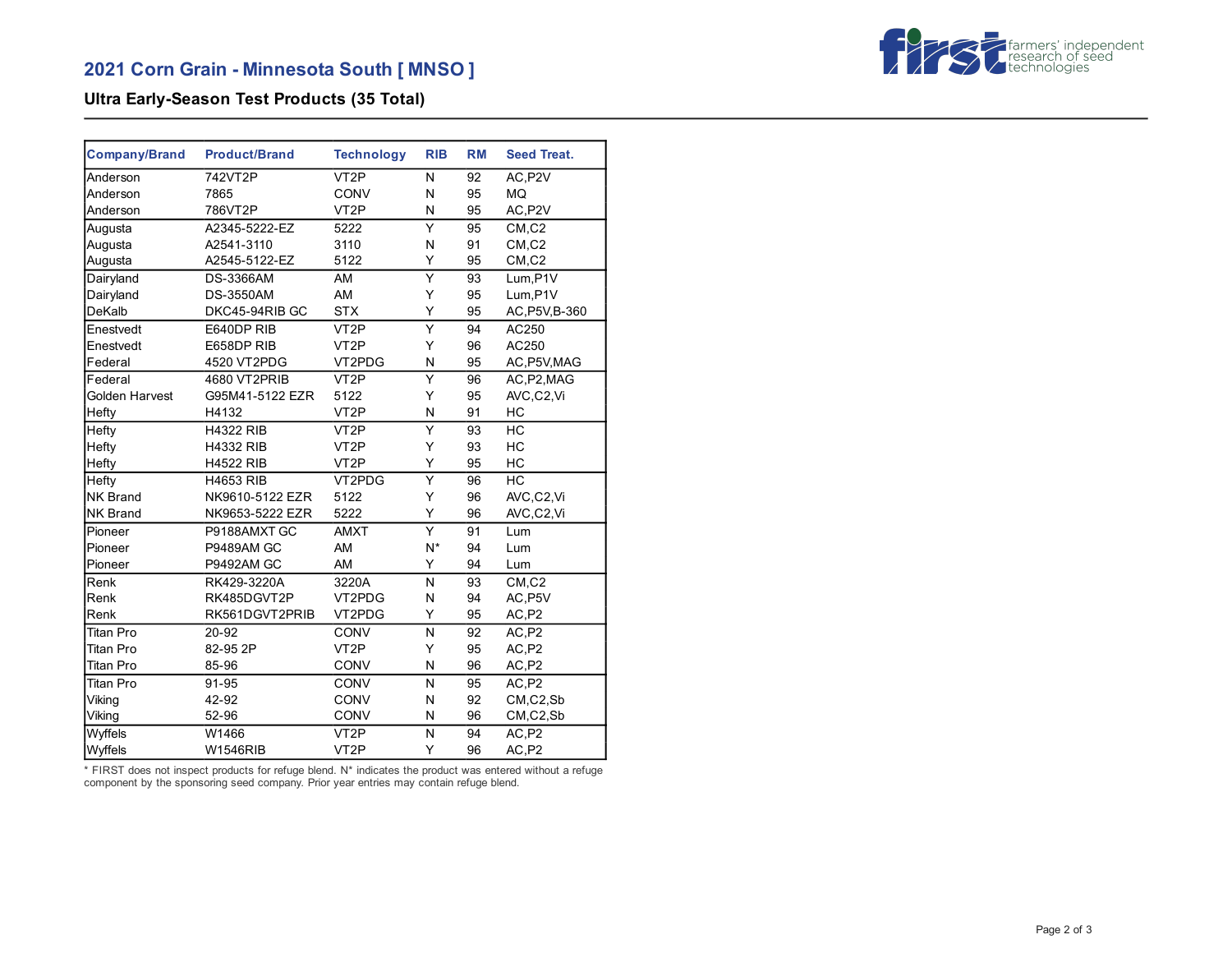## 2021 Corn Grain - Minnesota South [ MNSO ]

### Ultra Early-Season Test Products (35 Total)

| Company/Brand | Product/Brand | Technology | RIB | RM | Seed Treat. |
|---|---|---|---|---|---|
| Anderson | 742VT2P | VT2P | N | 92 | AC,P2V |
| Anderson | 7865 | CONV | N | 95 | MQ |
| Anderson | 786VT2P | VT2P | N | 95 | AC,P2V |
| Augusta | A2345-5222-EZ | 5222 | Y | 95 | CM,C2 |
| Augusta | A2541-3110 | 3110 | N | 91 | CM,C2 |
| Augusta | A2545-5122-EZ | 5122 | Y | 95 | CM,C2 |
| Dairyland | DS-3366AM | AM | Y | 93 | Lum,P1V |
| Dairyland | DS-3550AM | AM | Y | 95 | Lum,P1V |
| DeKalb | DKC45-94RIB GC | STX | Y | 95 | AC,P5V,B-360 |
| Enestvedt | E640DP RIB | VT2P | Y | 94 | AC250 |
| Enestvedt | E658DP RIB | VT2P | Y | 96 | AC250 |
| Federal | 4520 VT2PDG | VT2PDG | N | 95 | AC,P5V,MAG |
| Federal | 4680 VT2PRIB | VT2P | Y | 96 | AC,P2,MAG |
| Golden Harvest | G95M41-5122 EZR | 5122 | Y | 95 | AVC,C2,Vi |
| Hefty | H4132 | VT2P | N | 91 | HC |
| Hefty | H4322 RIB | VT2P | Y | 93 | HC |
| Hefty | H4332 RIB | VT2P | Y | 93 | HC |
| Hefty | H4522 RIB | VT2P | Y | 95 | HC |
| Hefty | H4653 RIB | VT2PDG | Y | 96 | HC |
| NK Brand | NK9610-5122 EZR | 5122 | Y | 96 | AVC,C2,Vi |
| NK Brand | NK9653-5222 EZR | 5222 | Y | 96 | AVC,C2,Vi |
| Pioneer | P9188AMXT GC | AMXT | Y | 91 | Lum |
| Pioneer | P9489AM GC | AM | N* | 94 | Lum |
| Pioneer | P9492AM GC | AM | Y | 94 | Lum |
| Renk | RK429-3220A | 3220A | N | 93 | CM,C2 |
| Renk | RK485DGVT2P | VT2PDG | N | 94 | AC,P5V |
| Renk | RK561DGVT2PRIB | VT2PDG | Y | 95 | AC,P2 |
| Titan Pro | 20-92 | CONV | N | 92 | AC,P2 |
| Titan Pro | 82-95 2P | VT2P | Y | 95 | AC,P2 |
| Titan Pro | 85-96 | CONV | N | 96 | AC,P2 |
| Titan Pro | 91-95 | CONV | N | 95 | AC,P2 |
| Viking | 42-92 | CONV | N | 92 | CM,C2,Sb |
| Viking | 52-96 | CONV | N | 96 | CM,C2,Sb |
| Wyffels | W1466 | VT2P | N | 94 | AC,P2 |
| Wyffels | W1546RIB | VT2P | Y | 96 | AC,P2 |

* FIRST does not inspect products for refuge blend. N* indicates the product was entered without a refuge component by the sponsoring seed company. Prior year entries may contain refuge blend.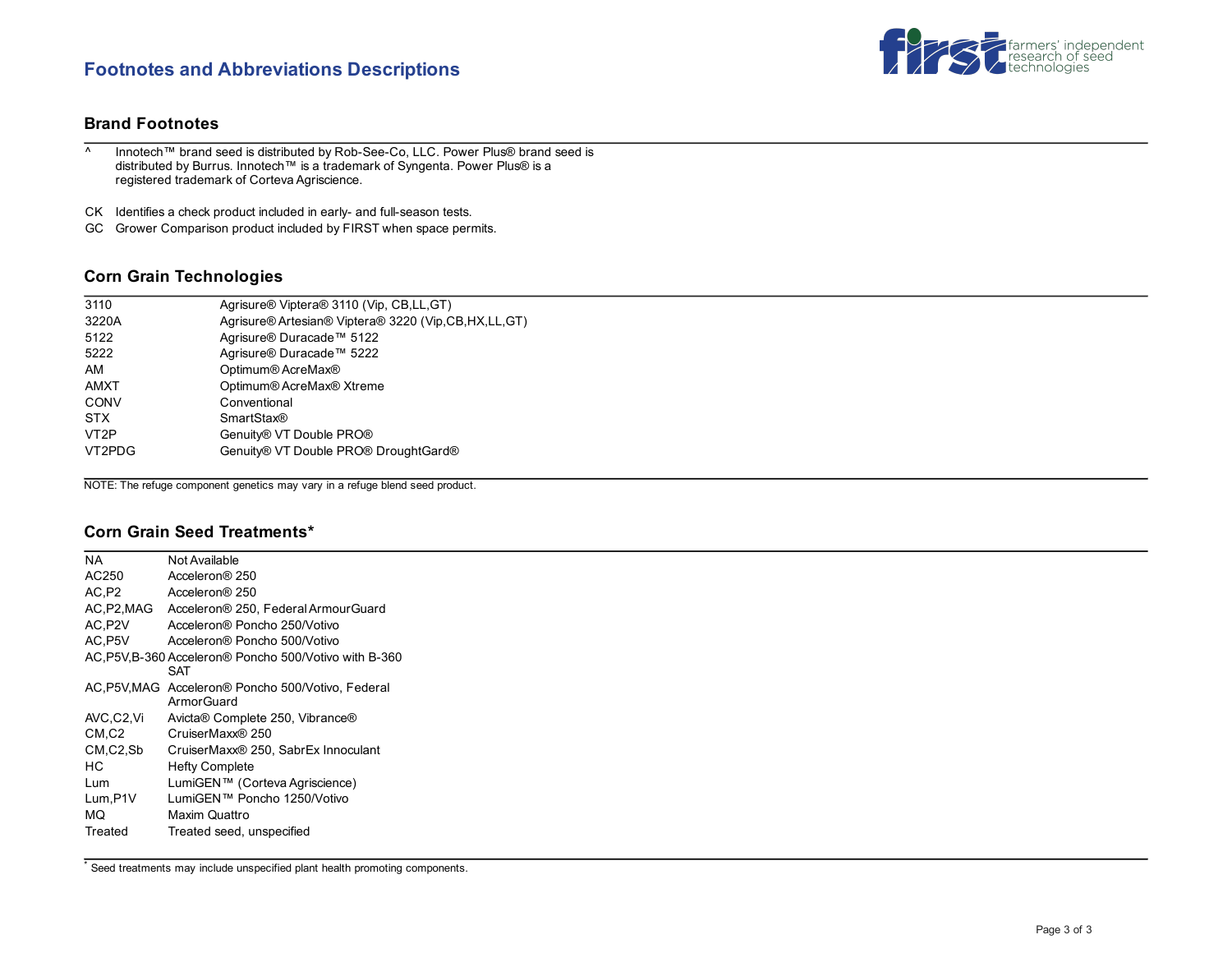# Footnotes and Abbreviations Descriptions

## Brand Footnotes

^ Innotech™ brand seed is distributed by Rob-See-Co, LLC. Power Plus® brand seed is distributed by Burrus. Innotech™ is a trademark of Syngenta. Power Plus® is a registered trademark of Corteva Agriscience.

CK Identifies a check product included in early- and full-season tests.

GC Grower Comparison product included by FIRST when space permits.

## Corn Grain Technologies

| | |
|---|---|
| 3110 | Agrisure® Viptera® 3110 (Vip, CB,LL,GT) |
| 3220A | Agrisure® Artesian® Viptera® 3220 (Vip,CB,HX,LL,GT) |
| 5122 | Agrisure® Duracade™ 5122 |
| 5222 | Agrisure® Duracade™ 5222 |
| AM | Optimum® AcreMax® |
| AMXT | Optimum® AcreMax® Xtreme |
| CONV | Conventional |
| STX | SmartStax® |
| VT2P | Genuity® VT Double PRO® |
| VT2PDG | Genuity® VT Double PRO® DroughtGard® |

NOTE: The refuge component genetics may vary in a refuge blend seed product.

## Corn Grain Seed Treatments*

| | |
|---|---|
| NA | Not Available |
| AC250 | Acceleron® 250 |
| AC,P2 | Acceleron® 250 |
| AC,P2,MAG | Acceleron® 250, Federal ArmourGuard |
| AC,P2V | Acceleron® Poncho 250/Votivo |
| AC,P5V | Acceleron® Poncho 500/Votivo |
| AC,P5V,B-360 | Acceleron® Poncho 500/Votivo with B-360 SAT |
| AC,P5V,MAG | Acceleron® Poncho 500/Votivo, Federal ArmorGuard |
| AVC,C2,Vi | Avicta® Complete 250, Vibrance® |
| CM,C2 | CruiserMaxx® 250 |
| CM,C2,Sb | CruiserMaxx® 250, SabrEx Innoculant |
| HC | Hefty Complete |
| Lum | LumiGEN™ (Corteva Agriscience) |
| Lum,P1V | LumiGEN™ Poncho 1250/Votivo |
| MQ | Maxim Quattro |
| Treated | Treated seed, unspecified |

* Seed treatments may include unspecified plant health promoting components.